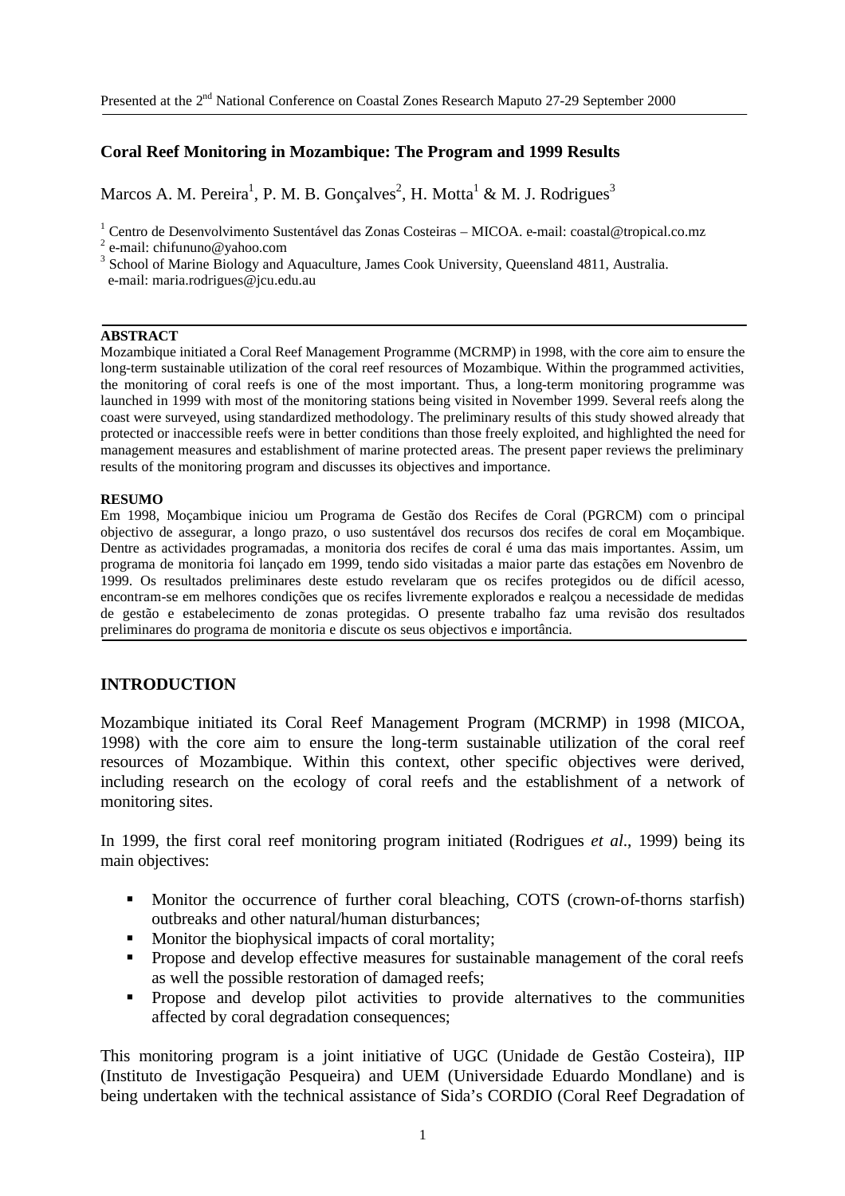Presented at the 2nd National Conference on Coastal Zones Research Maputo 27-29 September 2000

# Coral Reef Monitoring in Mozambique: The Program and 1999 Results

Marcos A. M. Pereira[1], P. M. B. Gonçalves[2], H. Motta[1] & M. J. Rodrigues[3]

[1] Centro de Desenvolvimento Sustentável das Zonas Costeiras – MICOA. e-mail: coastal@tropical.co.mz
[2] e-mail: chifununo@yahoo.com
[3] School of Marine Biology and Aquaculture, James Cook University, Queensland 4811, Australia. e-mail: maria.rodrigues@jcu.edu.au

---

**ABSTRACT**

Mozambique initiated a Coral Reef Management Programme (MCRMP) in 1998, with the core aim to ensure the long-term sustainable utilization of the coral reef resources of Mozambique. Within the programmed activities, the monitoring of coral reefs is one of the most important. Thus, a long-term monitoring programme was launched in 1999 with most of the monitoring stations being visited in November 1999. Several reefs along the coast were surveyed, using standardized methodology. The preliminary results of this study showed already that protected or inaccessible reefs were in better conditions than those freely exploited, and highlighted the need for management measures and establishment of marine protected areas. The present paper reviews the preliminary results of the monitoring program and discusses its objectives and importance.

**RESUMO**

Em 1998, Moçambique iniciou um Programa de Gestão dos Recifes de Coral (PGRCM) com o principal objectivo de assegurar, a longo prazo, o uso sustentável dos recursos dos recifes de coral em Moçambique. Dentre as actividades programadas, a monitoria dos recifes de coral é uma das mais importantes. Assim, um programa de monitoria foi lançado em 1999, tendo sido visitadas a maior parte das estações em Novenbro de 1999. Os resultados preliminares deste estudo revelaram que os recifes protegidos ou de difícil acesso, encontram-se em melhores condições que os recifes livremente explorados e realçou a necessidade de medidas de gestão e estabelecimento de zonas protegidas. O presente trabalho faz uma revisão dos resultados preliminares do programa de monitoria e discute os seus objectivos e importância.

---

## INTRODUCTION

Mozambique initiated its Coral Reef Management Program (MCRMP) in 1998 (MICOA, 1998) with the core aim to ensure the long-term sustainable utilization of the coral reef resources of Mozambique. Within this context, other specific objectives were derived, including research on the ecology of coral reefs and the establishment of a network of monitoring sites.

In 1999, the first coral reef monitoring program initiated (Rodrigues *et al*., 1999) being its main objectives:

- Monitor the occurrence of further coral bleaching, COTS (crown-of-thorns starfish) outbreaks and other natural/human disturbances;
- Monitor the biophysical impacts of coral mortality;
- Propose and develop effective measures for sustainable management of the coral reefs as well the possible restoration of damaged reefs;
- Propose and develop pilot activities to provide alternatives to the communities affected by coral degradation consequences;

This monitoring program is a joint initiative of UGC (Unidade de Gestão Costeira), IIP (Instituto de Investigação Pesqueira) and UEM (Universidade Eduardo Mondlane) and is being undertaken with the technical assistance of Sida's CORDIO (Coral Reef Degradation of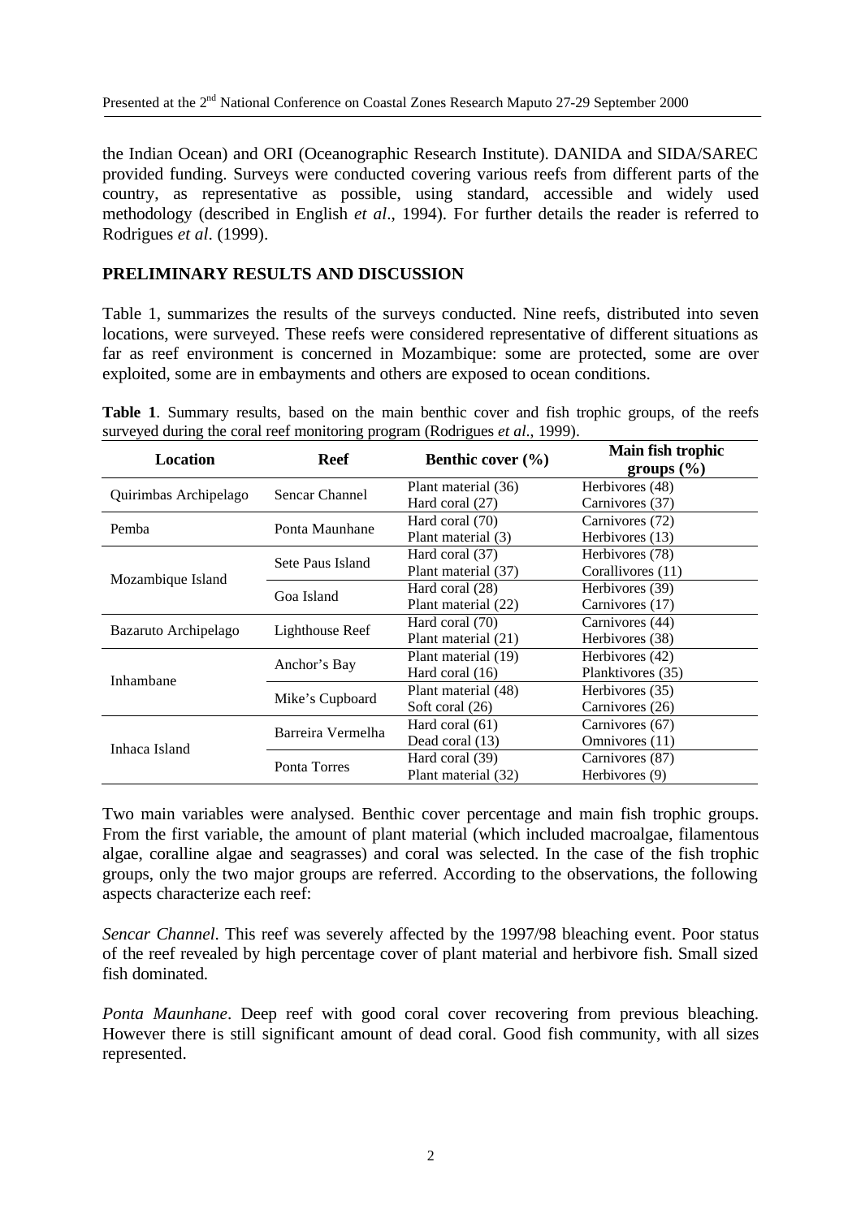the Indian Ocean) and ORI (Oceanographic Research Institute). DANIDA and SIDA/SAREC provided funding. Surveys were conducted covering various reefs from different parts of the country, as representative as possible, using standard, accessible and widely used methodology (described in English *et al*., 1994). For further details the reader is referred to Rodrigues *et al*. (1999).

## PRELIMINARY RESULTS AND DISCUSSION

Table 1, summarizes the results of the surveys conducted. Nine reefs, distributed into seven locations, were surveyed. These reefs were considered representative of different situations as far as reef environment is concerned in Mozambique: some are protected, some are over exploited, some are in embayments and others are exposed to ocean conditions.

**Table 1**. Summary results, based on the main benthic cover and fish trophic groups, of the reefs surveyed during the coral reef monitoring program (Rodrigues *et al.,* 1999).

| Location | Reef | Benthic cover (%) | Main fish trophic groups (%) |
|---|---|---|---|
| Quirimbas Archipelago | Sencar Channel | Plant material (36)<br>Hard coral (27) | Herbivores (48)<br>Carnivores (37) |
| Pemba | Ponta Maunhane | Hard coral (70)<br>Plant material (3) | Carnivores (72)<br>Herbivores (13) |
| Mozambique Island | Sete Paus Island | Hard coral (37)<br>Plant material (37) | Herbivores (78)<br>Corallivores (11) |
| | Goa Island | Hard coral (28)<br>Plant material (22) | Herbivores (39)<br>Carnivores (17) |
| Bazaruto Archipelago | Lighthouse Reef | Hard coral (70)<br>Plant material (21) | Carnivores (44)<br>Herbivores (38) |
| Inhambane | Anchor's Bay | Plant material (19)<br>Hard coral (16) | Herbivores (42)<br>Planktivores (35) |
| | Mike's Cupboard | Plant material (48)<br>Soft coral (26) | Herbivores (35)<br>Carnivores (26) |
| Inhaca Island | Barreira Vermelha | Hard coral (61)<br>Dead coral (13) | Carnivores (67)<br>Omnivores (11) |
| | Ponta Torres | Hard coral (39)<br>Plant material (32) | Carnivores (87)<br>Herbivores (9) |

Two main variables were analysed. Benthic cover percentage and main fish trophic groups. From the first variable, the amount of plant material (which included macroalgae, filamentous algae, coralline algae and seagrasses) and coral was selected. In the case of the fish trophic groups, only the two major groups are referred. According to the observations, the following aspects characterize each reef:

*Sencar Channel*. This reef was severely affected by the 1997/98 bleaching event. Poor status of the reef revealed by high percentage cover of plant material and herbivore fish. Small sized fish dominated.

*Ponta Maunhane*. Deep reef with good coral cover recovering from previous bleaching. However there is still significant amount of dead coral. Good fish community, with all sizes represented.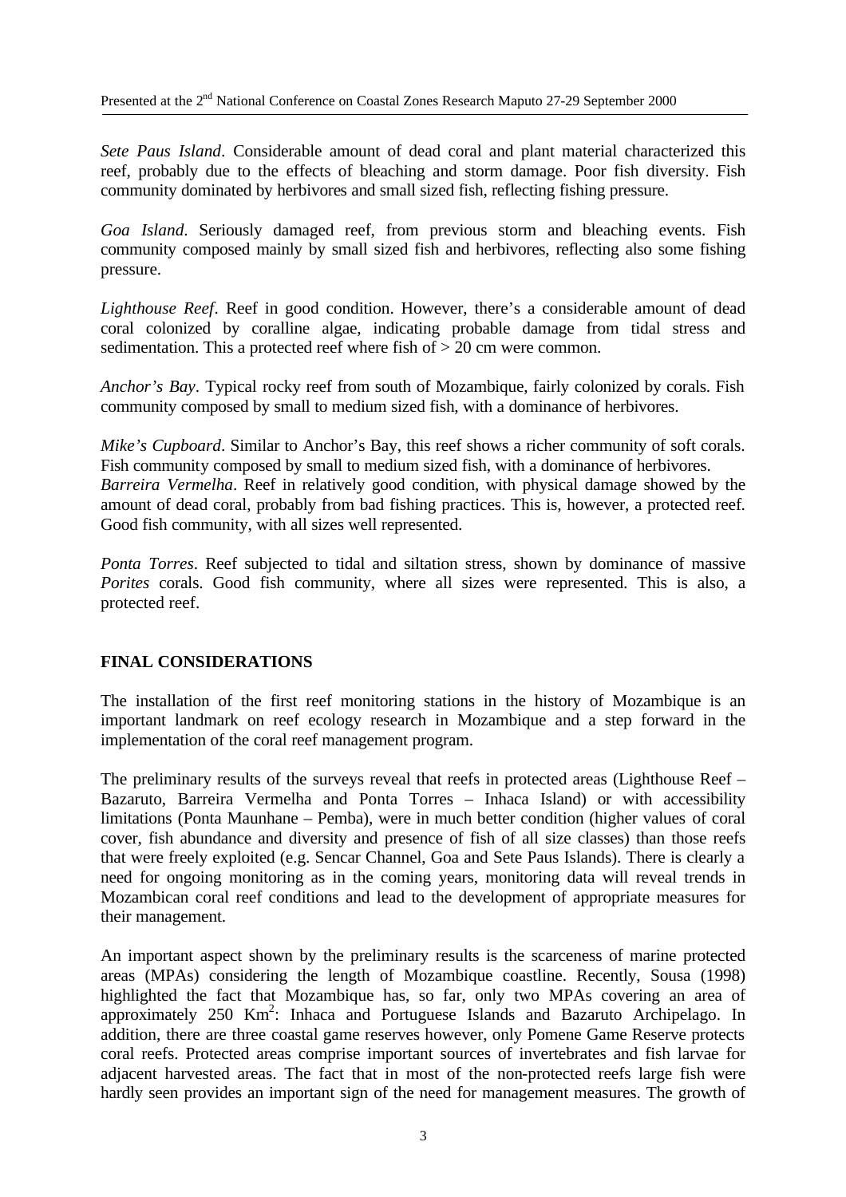*Sete Paus Island*. Considerable amount of dead coral and plant material characterized this reef, probably due to the effects of bleaching and storm damage. Poor fish diversity. Fish community dominated by herbivores and small sized fish, reflecting fishing pressure.

*Goa Island*. Seriously damaged reef, from previous storm and bleaching events. Fish community composed mainly by small sized fish and herbivores, reflecting also some fishing pressure.

*Lighthouse Reef*. Reef in good condition. However, there's a considerable amount of dead coral colonized by coralline algae, indicating probable damage from tidal stress and sedimentation. This a protected reef where fish of > 20 cm were common.

*Anchor's Bay*. Typical rocky reef from south of Mozambique, fairly colonized by corals. Fish community composed by small to medium sized fish, with a dominance of herbivores.

*Mike's Cupboard*. Similar to Anchor's Bay, this reef shows a richer community of soft corals. Fish community composed by small to medium sized fish, with a dominance of herbivores.
*Barreira Vermelha*. Reef in relatively good condition, with physical damage showed by the amount of dead coral, probably from bad fishing practices. This is, however, a protected reef. Good fish community, with all sizes well represented.

*Ponta Torres*. Reef subjected to tidal and siltation stress, shown by dominance of massive *Porites* corals. Good fish community, where all sizes were represented. This is also, a protected reef.

## FINAL CONSIDERATIONS

The installation of the first reef monitoring stations in the history of Mozambique is an important landmark on reef ecology research in Mozambique and a step forward in the implementation of the coral reef management program.

The preliminary results of the surveys reveal that reefs in protected areas (Lighthouse Reef – Bazaruto, Barreira Vermelha and Ponta Torres – Inhaca Island) or with accessibility limitations (Ponta Maunhane – Pemba), were in much better condition (higher values of coral cover, fish abundance and diversity and presence of fish of all size classes) than those reefs that were freely exploited (e.g. Sencar Channel, Goa and Sete Paus Islands). There is clearly a need for ongoing monitoring as in the coming years, monitoring data will reveal trends in Mozambican coral reef conditions and lead to the development of appropriate measures for their management.

An important aspect shown by the preliminary results is the scarceness of marine protected areas (MPAs) considering the length of Mozambique coastline. Recently, Sousa (1998) highlighted the fact that Mozambique has, so far, only two MPAs covering an area of approximately 250 $Km^2$: Inhaca and Portuguese Islands and Bazaruto Archipelago. In addition, there are three coastal game reserves however, only Pomene Game Reserve protects coral reefs. Protected areas comprise important sources of invertebrates and fish larvae for adjacent harvested areas. The fact that in most of the non-protected reefs large fish were hardly seen provides an important sign of the need for management measures. The growth of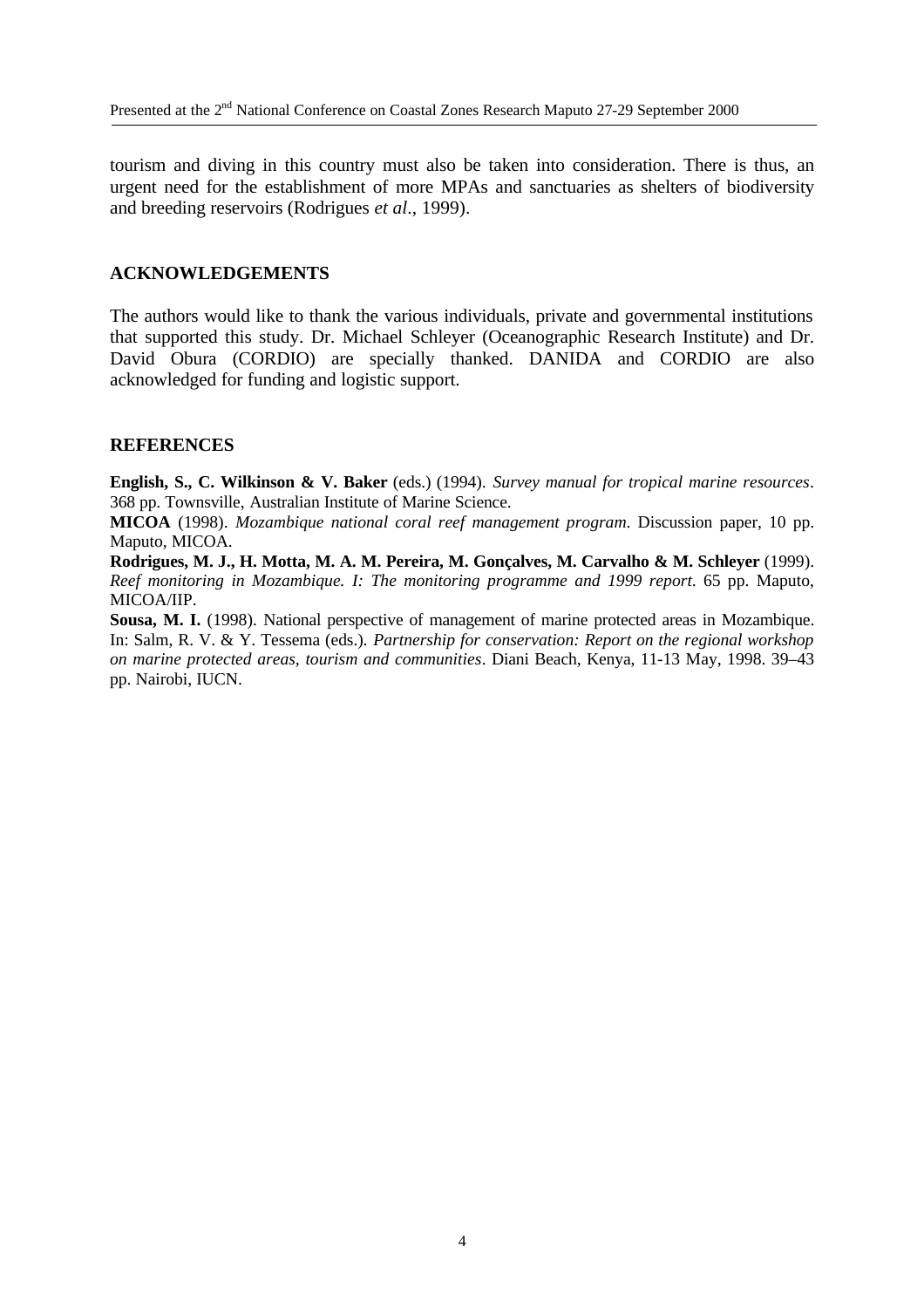tourism and diving in this country must also be taken into consideration. There is thus, an urgent need for the establishment of more MPAs and sanctuaries as shelters of biodiversity and breeding reservoirs (Rodrigues *et al*., 1999).

## ACKNOWLEDGEMENTS

The authors would like to thank the various individuals, private and governmental institutions that supported this study. Dr. Michael Schleyer (Oceanographic Research Institute) and Dr. David Obura (CORDIO) are specially thanked. DANIDA and CORDIO are also acknowledged for funding and logistic support.

## REFERENCES

**English, S., C. Wilkinson & V. Baker** (eds.) (1994). *Survey manual for tropical marine resources*. 368 pp. Townsville, Australian Institute of Marine Science.

**MICOA** (1998). *Mozambique national coral reef management program*. Discussion paper, 10 pp. Maputo, MICOA.

**Rodrigues, M. J., H. Motta, M. A. M. Pereira, M. Gonçalves, M. Carvalho & M. Schleyer** (1999). *Reef monitoring in Mozambique. I: The monitoring programme and 1999 report.* 65 pp. Maputo, MICOA/IIP.

**Sousa, M. I.** (1998). National perspective of management of marine protected areas in Mozambique. In: Salm, R. V. & Y. Tessema (eds.). *Partnership for conservation: Report on the regional workshop on marine protected areas, tourism and communities*. Diani Beach, Kenya, 11-13 May, 1998. 39–43 pp. Nairobi, IUCN.